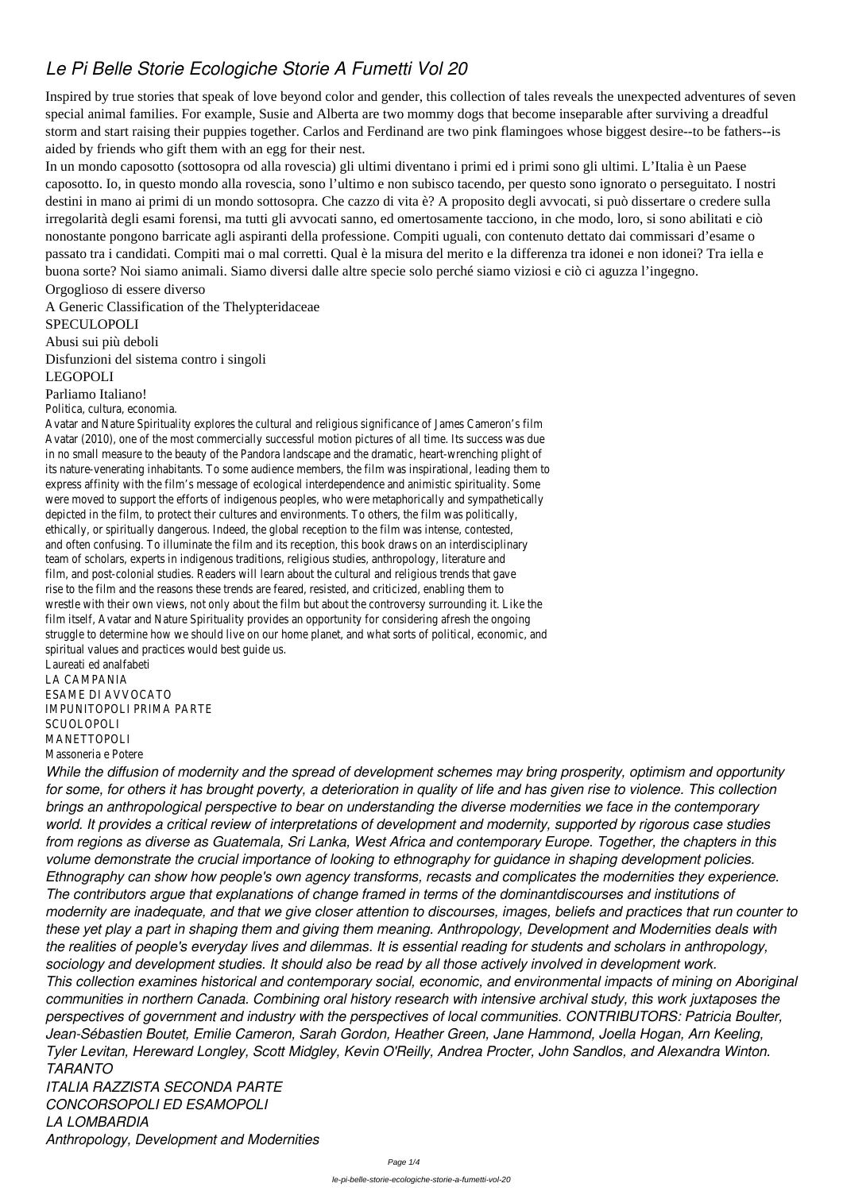# Le Pi Belle Storie Ecologiche Storie A Fumetti Vol 20

Inspired by true stories that speak of love beyond color and gender, this collection of tales reveals the unexpected adventures of seven special animal families. For example, Susie and Alberta are two mommy dogs that become inseparable after surviving a dreadful storm and start raising their puppies together. Carlos and Ferdinand are two pink flamingoes whose biggest desire--to be fathers--is aided by friends who gift them with an egg for their nest.

In un mondo caposotto (sottosopra od alla rovescia) gli ultimi diventano i primi ed i primi sono gli ultimi. L'Italia è un Paese caposotto. Io, in questo mondo alla rovescia, sono l'ultimo e non subisco tacendo, per questo sono ignorato o perseguitato. I nostri destini in mano ai primi di un mondo sottosopra. Che cazzo di vita è? A proposito degli avvocati, si può dissertare o credere sulla irregolarità degli esami forensi, ma tutti gli avvocati sanno, ed omertosamente tacciono, in che modo, loro, si sono abilitati e ciò nonostante pongono barricate agli aspiranti della professione. Compiti uguali, con contenuto dettato dai commissari d'esame o passato tra i candidati. Compiti mai o mal corretti. Qual è la misura del merito e la differenza tra idonei e non idonei? Tra iella e buona sorte? Noi siamo animali. Siamo diversi dalle altre specie solo perché siamo viziosi e ciò ci aguzza l'ingegno.

Orgoglioso di essere diverso

A Generic Classification of the Thelypteridaceae

SPECULOPOLI

Abusi sui più deboli

Disfunzioni del sistema contro i singoli

LEGOPOLI

Parliamo Italiano!

Politica, cultura, economia.

Avatar and Nature Spirituality explores the cultural and religious significance of James Cameron's film Avatar (2010), one of the most commercially successful motion pictures of all time. Its success was due in no small measure to the beauty of the Pandora landscape and the dramatic, heart-wrenching plight of its nature-venerating inhabitants. To some audience members, the film was inspirational, leading them to express affinity with the film's message of ecological interdependence and animistic spirituality. Some were moved to support the efforts of indigenous peoples, who were metaphorically and sympathetically depicted in the film, to protect their cultures and environments. To others, the film was politically, ethically, or spiritually dangerous. Indeed, the global reception to the film was intense, contested, and often confusing. To illuminate the film and its reception, this book draws on an interdisciplinary team of scholars, experts in indigenous traditions, religious studies, anthropology, literature and film, and post-colonial studies. Readers will learn about the cultural and religious trends that gave rise to the film and the reasons these trends are feared, resisted, and criticized, enabling them to wrestle with their own views, not only about the film but about the controversy surrounding it. Like the film itself, Avatar and Nature Spirituality provides an opportunity for considering afresh the ongoing struggle to determine how we should live on our home planet, and what sorts of political, economic, and spiritual values and practices would best guide us.

Laureati ed analfabeti

LA CAMPANIA

ESAME DI AVVOCATO

IMPUNITOPOLI PRIMA PARTE

SCUOLOPOLI

MANETTOPOLI

Massoneria e Potere

*While the diffusion of modernity and the spread of development schemes may bring prosperity, optimism and opportunity for some, for others it has brought poverty, a deterioration in quality of life and has given rise to violence. This collection brings an anthropological perspective to bear on understanding the diverse modernities we face in the contemporary world. It provides a critical review of interpretations of development and modernity, supported by rigorous case studies from regions as diverse as Guatemala, Sri Lanka, West Africa and contemporary Europe. Together, the chapters in this volume demonstrate the crucial importance of looking to ethnography for guidance in shaping development policies. Ethnography can show how people's own agency transforms, recasts and complicates the modernities they experience. The contributors argue that explanations of change framed in terms of the dominantdiscourses and institutions of modernity are inadequate, and that we give closer attention to discourses, images, beliefs and practices that run counter to these yet play a part in shaping them and giving them meaning. Anthropology, Development and Modernities deals with the realities of people's everyday lives and dilemmas. It is essential reading for students and scholars in anthropology, sociology and development studies. It should also be read by all those actively involved in development work.*

*This collection examines historical and contemporary social, economic, and environmental impacts of mining on Aboriginal communities in northern Canada. Combining oral history research with intensive archival study, this work juxtaposes the perspectives of government and industry with the perspectives of local communities. CONTRIBUTORS: Patricia Boulter, Jean-Sébastien Boutet, Emilie Cameron, Sarah Gordon, Heather Green, Jane Hammond, Joella Hogan, Arn Keeling, Tyler Levitan, Hereward Longley, Scott Midgley, Kevin O'Reilly, Andrea Procter, John Sandlos, and Alexandra Winton.*

*TARANTO*

*ITALIA RAZZISTA SECONDA PARTE*

*CONCORSOPOLI ED ESAMOPOLI*

*LA LOMBARDIA*

*Anthropology, Development and Modernities*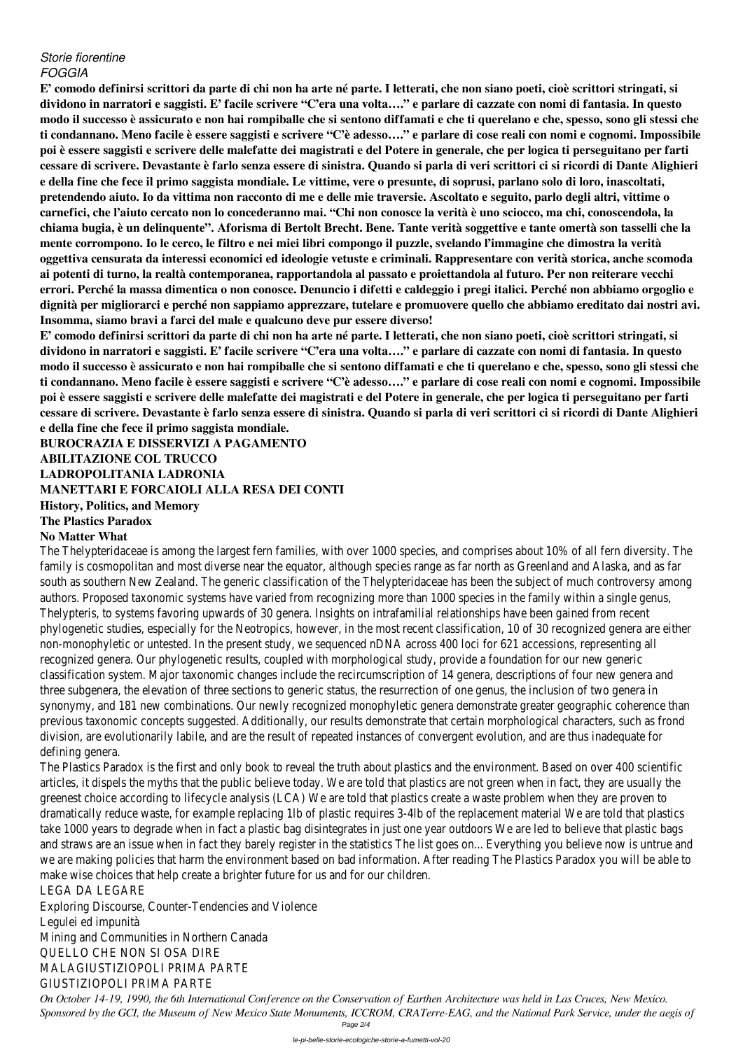*Storie fiorentine*
*FOGGIA*

**E' comodo definirsi scrittori da parte di chi non ha arte né parte. I letterati, che non siano poeti, cioè scrittori stringati, si dividono in narratori e saggisti. E' facile scrivere "C'era una volta…." e parlare di cazzate con nomi di fantasia. In questo modo il successo è assicurato e non hai rompiballe che si sentono diffamati e che ti querelano e che, spesso, sono gli stessi che ti condannano. Meno facile è essere saggisti e scrivere "C'è adesso…." e parlare di cose reali con nomi e cognomi. Impossibile poi è essere saggisti e scrivere delle malefatte dei magistrati e del Potere in generale, che per logica ti perseguitano per farti cessare di scrivere. Devastante è farlo senza essere di sinistra. Quando si parla di veri scrittori ci si ricordi di Dante Alighieri e della fine che fece il primo saggista mondiale. Le vittime, vere o presunte, di soprusi, parlano solo di loro, inascoltati, pretendendo aiuto. Io da vittima non racconto di me e delle mie traversie. Ascoltato e seguito, parlo degli altri, vittime o carnefici, che l'aiuto cercato non lo concederanno mai. "Chi non conosce la verità è uno sciocco, ma chi, conoscendola, la chiama bugia, è un delinquente". Aforisma di Bertolt Brecht. Bene. Tante verità soggettive e tante omertà son tasselli che la mente corrompono. Io le cerco, le filtro e nei miei libri compongo il puzzle, svelando l'immagine che dimostra la verità oggettiva censurata da interessi economici ed ideologie vetuste e criminali. Rappresentare con verità storica, anche scomoda ai potenti di turno, la realtà contemporanea, rapportandola al passato e proiettandola al futuro. Per non reiterare vecchi errori. Perché la massa dimentica o non conosce. Denuncio i difetti e caldeggio i pregi italici. Perché non abbiamo orgoglio e dignità per migliorarci e perché non sappiamo apprezzare, tutelare e promuovere quello che abbiamo ereditato dai nostri avi. Insomma, siamo bravi a farci del male e qualcuno deve pur essere diverso!**

**E' comodo definirsi scrittori da parte di chi non ha arte né parte. I letterati, che non siano poeti, cioè scrittori stringati, si dividono in narratori e saggisti. E' facile scrivere "C'era una volta…." e parlare di cazzate con nomi di fantasia. In questo modo il successo è assicurato e non hai rompiballe che si sentono diffamati e che ti querelano e che, spesso, sono gli stessi che ti condannano. Meno facile è essere saggisti e scrivere "C'è adesso…." e parlare di cose reali con nomi e cognomi. Impossibile poi è essere saggisti e scrivere delle malefatte dei magistrati e del Potere in generale, che per logica ti perseguitano per farti cessare di scrivere. Devastante è farlo senza essere di sinistra. Quando si parla di veri scrittori ci si ricordi di Dante Alighieri e della fine che fece il primo saggista mondiale.**

**BUROCRAZIA E DISSERVIZI A PAGAMENTO**
**ABILITAZIONE COL TRUCCO**
**LADROPOLITANIA LADRONIA**
**MANETTARI E FORCAIOLI ALLA RESA DEI CONTI**
**History, Politics, and Memory**
**The Plastics Paradox**
**No Matter What**

The Thelypteridaceae is among the largest fern families, with over 1000 species, and comprises about 10% of all fern diversity. The family is cosmopolitan and most diverse near the equator, although species range as far north as Greenland and Alaska, and as far south as southern New Zealand. The generic classification of the Thelypteridaceae has been the subject of much controversy among authors. Proposed taxonomic systems have varied from recognizing more than 1000 species in the family within a single genus, Thelypteris, to systems favoring upwards of 30 genera. Insights on intrafamilial relationships have been gained from recent phylogenetic studies, especially for the Neotropics, however, in the most recent classification, 10 of 30 recognized genera are either non-monophyletic or untested. In the present study, we sequenced nDNA across 400 loci for 621 accessions, representing all recognized genera. Our phylogenetic results, coupled with morphological study, provide a foundation for our new generic classification system. Major taxonomic changes include the recircumscription of 14 genera, descriptions of four new genera and three subgenera, the elevation of three sections to generic status, the resurrection of one genus, the inclusion of two genera in synonymy, and 181 new combinations. Our newly recognized monophyletic genera demonstrate greater geographic coherence than previous taxonomic concepts suggested. Additionally, our results demonstrate that certain morphological characters, such as frond division, are evolutionarily labile, and are the result of repeated instances of convergent evolution, and are thus inadequate for defining genera.

The Plastics Paradox is the first and only book to reveal the truth about plastics and the environment. Based on over 400 scientific articles, it dispels the myths that the public believe today. We are told that plastics are not green when in fact, they are usually the greenest choice according to lifecycle analysis (LCA) We are told that plastics create a waste problem when they are proven to dramatically reduce waste, for example replacing 1lb of plastic requires 3-4lb of the replacement material We are told that plastics take 1000 years to degrade when in fact a plastic bag disintegrates in just one year outdoors We are led to believe that plastic bags and straws are an issue when in fact they barely register in the statistics The list goes on... Everything you believe now is untrue and we are making policies that harm the environment based on bad information. After reading The Plastics Paradox you will be able to make wise choices that help create a brighter future for us and for our children.

LEGA DA LEGARE
Exploring Discourse, Counter-Tendencies and Violence
Legulei ed impunità
Mining and Communities in Northern Canada
QUELLO CHE NON SI OSA DIRE
MALAGIUSTIZIOPOLI PRIMA PARTE
GIUSTIZIOPOLI PRIMA PARTE

*On October 14-19, 1990, the 6th International Conference on the Conservation of Earthen Architecture was held in Las Cruces, New Mexico. Sponsored by the GCI, the Museum of New Mexico State Monuments, ICCROM, CRATerre-EAG, and the National Park Service, under the aegis of*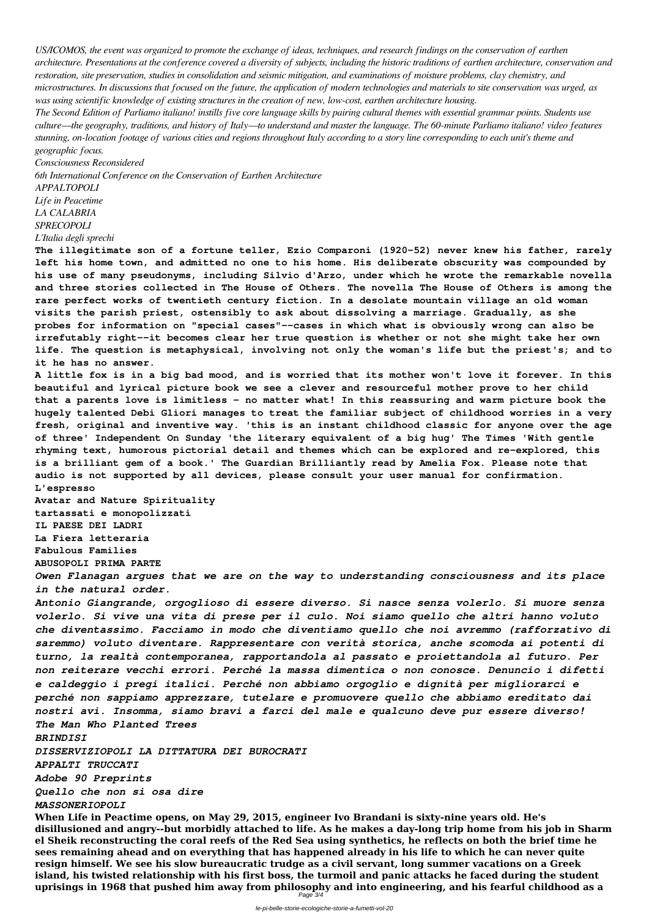*US/ICOMOS, the event was organized to promote the exchange of ideas, techniques, and research findings on the conservation of earthen architecture. Presentations at the conference covered a diversity of subjects, including the historic traditions of earthen architecture, conservation and restoration, site preservation, studies in consolidation and seismic mitigation, and examinations of moisture problems, clay chemistry, and microstructures. In discussions that focused on the future, the application of modern technologies and materials to site conservation was urged, as was using scientific knowledge of existing structures in the creation of new, low-cost, earthen architecture housing.*

*The Second Edition of Parliamo italiano! instills five core language skills by pairing cultural themes with essential grammar points. Students use culture—the geography, traditions, and history of Italy—to understand and master the language. The 60-minute Parliamo italiano! video features stunning, on-location footage of various cities and regions throughout Italy according to a story line corresponding to each unit's theme and geographic focus.*

*Consciousness Reconsidered*

*6th International Conference on the Conservation of Earthen Architecture*

*APPALTOPOLI*

*Life in Peacetime*

*LA CALABRIA*

*SPRECOPOLI*

*L'Italia degli sprechi*

**The illegitimate son of a fortune teller, Ezio Comparoni (1920-52) never knew his father, rarely left his home town, and admitted no one to his home. His deliberate obscurity was compounded by his use of many pseudonyms, including Silvio d'Arzo, under which he wrote the remarkable novella and three stories collected in The House of Others. The novella The House of Others is among the rare perfect works of twentieth century fiction. In a desolate mountain village an old woman visits the parish priest, ostensibly to ask about dissolving a marriage. Gradually, as she probes for information on "special cases"--cases in which what is obviously wrong can also be irrefutably right--it becomes clear her true question is whether or not she might take her own life. The question is metaphysical, involving not only the woman's life but the priest's; and to it he has no answer.**

**A little fox is in a big bad mood, and is worried that its mother won't love it forever. In this beautiful and lyrical picture book we see a clever and resourceful mother prove to her child that a parents love is limitless - no matter what! In this reassuring and warm picture book the hugely talented Debi Gliori manages to treat the familiar subject of childhood worries in a very fresh, original and inventive way. 'this is an instant childhood classic for anyone over the age of three' Independent On Sunday 'the literary equivalent of a big hug' The Times 'With gentle rhyming text, humorous pictorial detail and themes which can be explored and re-explored, this is a brilliant gem of a book.' The Guardian Brilliantly read by Amelia Fox. Please note that audio is not supported by all devices, please consult your user manual for confirmation.**

**L'espresso**

**Avatar and Nature Spirituality**

**tartassati e monopolizzati**

**IL PAESE DEI LADRI**

**La Fiera letteraria**

**Fabulous Families**

**ABUSOPOLI PRIMA PARTE**

***Owen Flanagan argues that we are on the way to understanding consciousness and its place in the natural order.***

***Antonio Giangrande, orgoglioso di essere diverso. Si nasce senza volerlo. Si muore senza volerlo. Si vive una vita di prese per il culo. Noi siamo quello che altri hanno voluto che diventassimo. Facciamo in modo che diventiamo quello che noi avremmo (rafforzativo di saremmo) voluto diventare. Rappresentare con verità storica, anche scomoda ai potenti di turno, la realtà contemporanea, rapportandola al passato e proiettandola al futuro. Per non reiterare vecchi errori. Perché la massa dimentica o non conosce. Denuncio i difetti e caldeggio i pregi italici. Perché non abbiamo orgoglio e dignità per migliorarci e perché non sappiamo apprezzare, tutelare e promuovere quello che abbiamo ereditato dai nostri avi. Insomma, siamo bravi a farci del male e qualcuno deve pur essere diverso!***

***The Man Who Planted Trees***

***BRINDISI***

***DISSERVIZIOPOLI LA DITTATURA DEI BUROCRATI***

***APPALTI TRUCCATI***

***Adobe 90 Preprints***

***Quello che non si osa dire***

***MASSONERIOPOLI***

**When Life in Peactime opens, on May 29, 2015, engineer Ivo Brandani is sixty-nine years old. He's disillusioned and angry--but morbidly attached to life. As he makes a day-long trip home from his job in Sharm el Sheik reconstructing the coral reefs of the Red Sea using synthetics, he reflects on both the brief time he sees remaining ahead and on everything that has happened already in his life to which he can never quite resign himself. We see his slow bureaucratic trudge as a civil servant, long summer vacations on a Greek island, his twisted relationship with his first boss, the turmoil and panic attacks he faced during the student uprisings in 1968 that pushed him away from philosophy and into engineering, and his fearful childhood as a**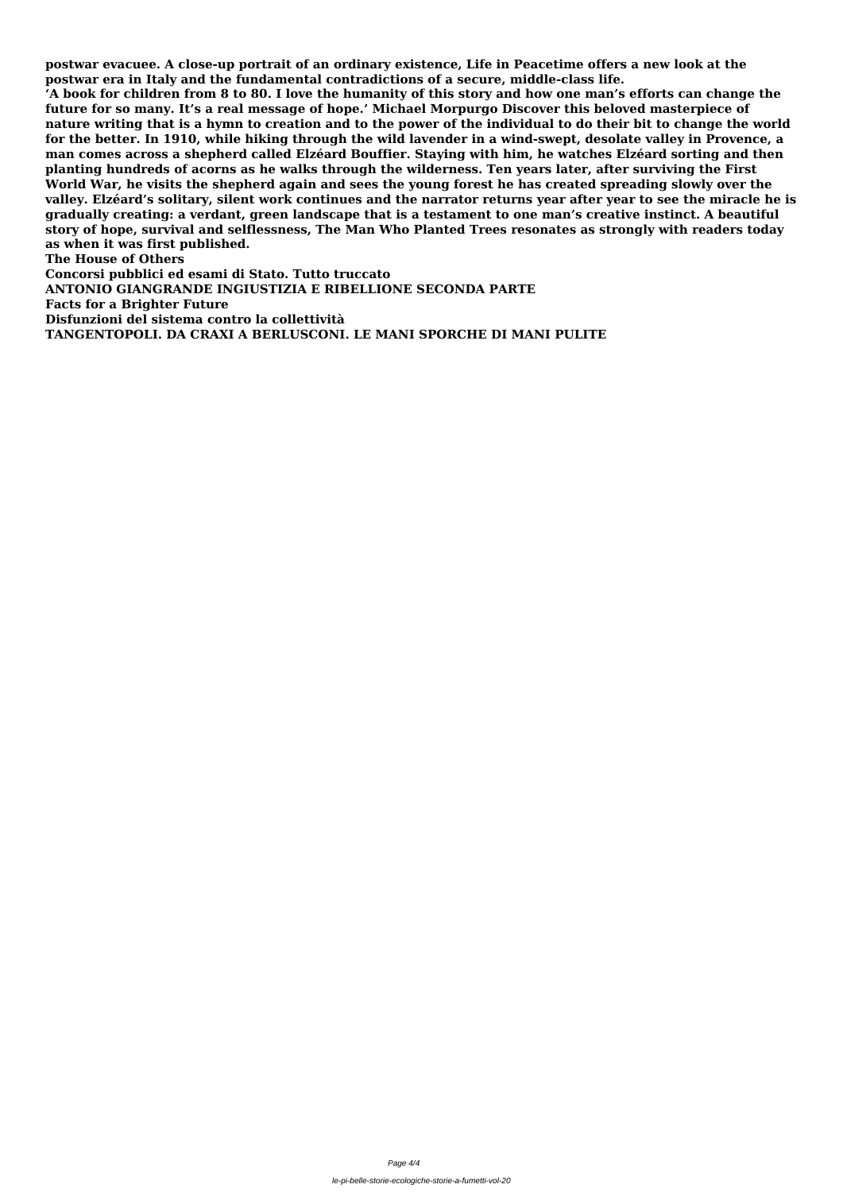**postwar evacuee. A close-up portrait of an ordinary existence, Life in Peacetime offers a new look at the postwar era in Italy and the fundamental contradictions of a secure, middle-class life.**

**'A book for children from 8 to 80. I love the humanity of this story and how one man's efforts can change the future for so many. It's a real message of hope.' Michael Morpurgo Discover this beloved masterpiece of nature writing that is a hymn to creation and to the power of the individual to do their bit to change the world for the better. In 1910, while hiking through the wild lavender in a wind-swept, desolate valley in Provence, a man comes across a shepherd called Elzéard Bouffier. Staying with him, he watches Elzéard sorting and then planting hundreds of acorns as he walks through the wilderness. Ten years later, after surviving the First World War, he visits the shepherd again and sees the young forest he has created spreading slowly over the valley. Elzéard's solitary, silent work continues and the narrator returns year after year to see the miracle he is gradually creating: a verdant, green landscape that is a testament to one man's creative instinct. A beautiful story of hope, survival and selflessness, The Man Who Planted Trees resonates as strongly with readers today as when it was first published.**

**The House of Others**

**Concorsi pubblici ed esami di Stato. Tutto truccato**

**ANTONIO GIANGRANDE INGIUSTIZIA E RIBELLIONE SECONDA PARTE**

**Facts for a Brighter Future**

**Disfunzioni del sistema contro la collettività**

**TANGENTOPOLI. DA CRAXI A BERLUSCONI. LE MANI SPORCHE DI MANI PULITE**